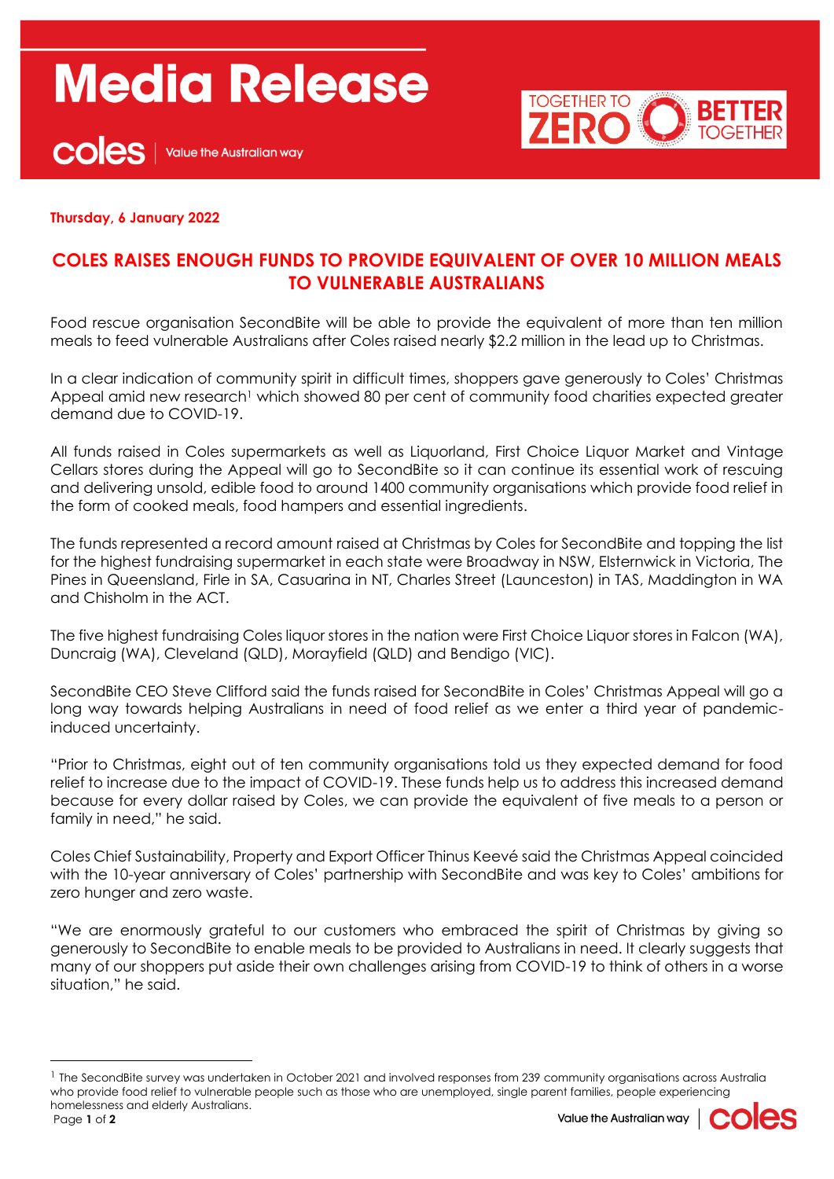# Media Release

coles | Value the Australian way

TOGETHER TO ZERO | BETTER TOGETHER

**Thursday, 6 January 2022**

## COLES RAISES ENOUGH FUNDS TO PROVIDE EQUIVALENT OF OVER 10 MILLION MEALS TO VULNERABLE AUSTRALIANS

Food rescue organisation SecondBite will be able to provide the equivalent of more than ten million meals to feed vulnerable Australians after Coles raised nearly $2.2 million in the lead up to Christmas.

In a clear indication of community spirit in difficult times, shoppers gave generously to Coles' Christmas Appeal amid new research[1] which showed 80 per cent of community food charities expected greater demand due to COVID-19.

All funds raised in Coles supermarkets as well as Liquorland, First Choice Liquor Market and Vintage Cellars stores during the Appeal will go to SecondBite so it can continue its essential work of rescuing and delivering unsold, edible food to around 1400 community organisations which provide food relief in the form of cooked meals, food hampers and essential ingredients.

The funds represented a record amount raised at Christmas by Coles for SecondBite and topping the list for the highest fundraising supermarket in each state were Broadway in NSW, Elsternwick in Victoria, The Pines in Queensland, Firle in SA, Casuarina in NT, Charles Street (Launceston) in TAS, Maddington in WA and Chisholm in the ACT.

The five highest fundraising Coles liquor stores in the nation were First Choice Liquor stores in Falcon (WA), Duncraig (WA), Cleveland (QLD), Morayfield (QLD) and Bendigo (VIC).

SecondBite CEO Steve Clifford said the funds raised for SecondBite in Coles' Christmas Appeal will go a long way towards helping Australians in need of food relief as we enter a third year of pandemic-induced uncertainty.

"Prior to Christmas, eight out of ten community organisations told us they expected demand for food relief to increase due to the impact of COVID-19. These funds help us to address this increased demand because for every dollar raised by Coles, we can provide the equivalent of five meals to a person or family in need," he said.

Coles Chief Sustainability, Property and Export Officer Thinus Keevé said the Christmas Appeal coincided with the 10-year anniversary of Coles' partnership with SecondBite and was key to Coles' ambitions for zero hunger and zero waste.

"We are enormously grateful to our customers who embraced the spirit of Christmas by giving so generously to SecondBite to enable meals to be provided to Australians in need. It clearly suggests that many of our shoppers put aside their own challenges arising from COVID-19 to think of others in a worse situation," he said.

---

[1] The SecondBite survey was undertaken in October 2021 and involved responses from 239 community organisations across Australia who provide food relief to vulnerable people such as those who are unemployed, single parent families, people experiencing homelessness and elderly Australians.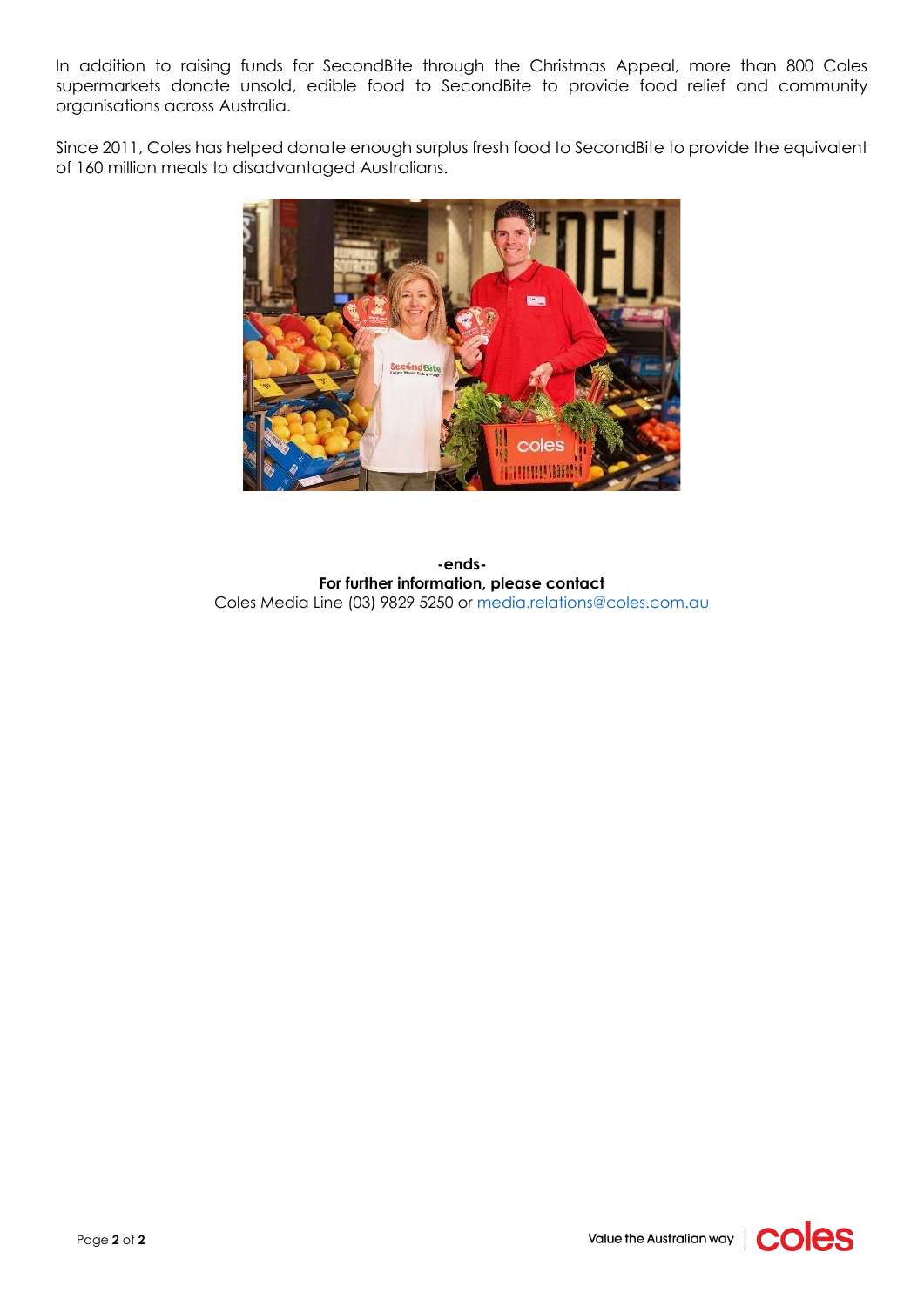In addition to raising funds for SecondBite through the Christmas Appeal, more than 800 Coles supermarkets donate unsold, edible food to SecondBite to provide food relief and community organisations across Australia.

Since 2011, Coles has helped donate enough surplus fresh food to SecondBite to provide the equivalent of 160 million meals to disadvantaged Australians.

**-ends-**

**For further information, please contact**

Coles Media Line (03) 9829 5250 or media.relations@coles.com.au